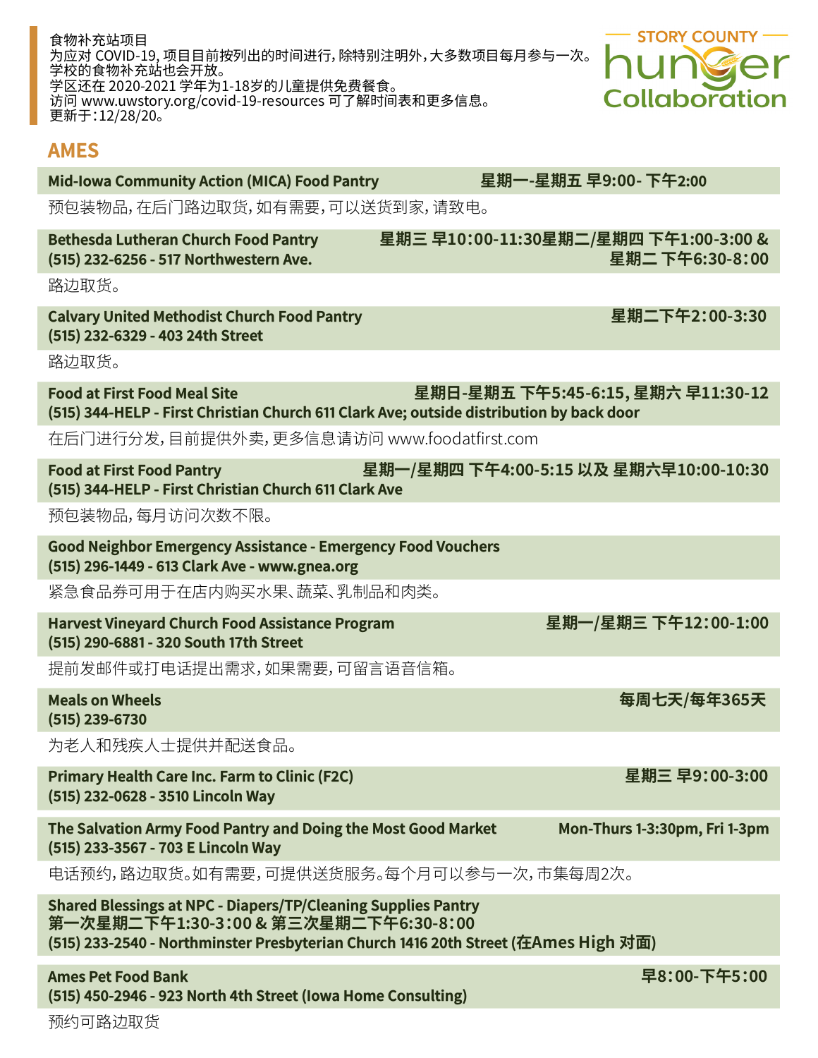食物补充站项目
为应对 COVID-19，项目目前按列出的时间进行，除特别注明外，大多数项目每月参与一次。
学校的食物补充站也会开放。
学区还在 2020-2021 学年为1-18岁的儿童提供免费餐食。
访问 www.uwstory.org/covid-19-resources 可了解时间表和更多信息。
更新于：12/28/20。

STORY COUNTY hunger Collaboration

## AMES

**Mid-Iowa Community Action (MICA) Food Pantry** — **星期一-星期五 早9:00- 下午2:00**

预包装物品，在后门路边取货，如有需要，可以送货到家，请致电。

**Bethesda Lutheran Church Food Pantry** — **星期三 早10:00-11:30星期二/星期四 下午1:00-3:00 & 星期二 下午6:30-8:00**
**(515) 232-6256 - 517 Northwestern Ave.**

路边取货。

**Calvary United Methodist Church Food Pantry** — **星期二下午2:00-3:30**
**(515) 232-6329 - 403 24th Street**

路边取货。

**Food at First Food Meal Site** — **星期日-星期五 下午5:45-6:15，星期六 早11:30-12**
**(515) 344-HELP - First Christian Church 611 Clark Ave; outside distribution by back door**

在后门进行分发，目前提供外卖，更多信息请访问 www.foodatfirst.com

**Food at First Food Pantry** — **星期一/星期四 下午4:00-5:15 以及 星期六早10:00-10:30**
**(515) 344-HELP - First Christian Church 611 Clark Ave**

预包装物品，每月访问次数不限。

**Good Neighbor Emergency Assistance - Emergency Food Vouchers**
**(515) 296-1449 - 613 Clark Ave - www.gnea.org**

紧急食品券可用于在店内购买水果、蔬菜、乳制品和肉类。

**Harvest Vineyard Church Food Assistance Program** — **星期一/星期三 下午12:00-1:00**
**(515) 290-6881 - 320 South 17th Street**

提前发邮件或打电话提出需求，如果需要，可留言语音信箱。

**Meals on Wheels** — **每周七天/每年365天**
**(515) 239-6730**

为老人和残疾人士提供并配送食品。

**Primary Health Care Inc. Farm to Clinic (F2C)** — **星期三 早9:00-3:00**
**(515) 232-0628 - 3510 Lincoln Way**

**The Salvation Army Food Pantry and Doing the Most Good Market** — **Mon-Thurs 1-3:30pm, Fri 1-3pm**
**(515) 233-3567 - 703 E Lincoln Way**

电话预约，路边取货。如有需要，可提供送货服务。每个月可以参与一次，市集每周2次。

**Shared Blessings at NPC - Diapers/TP/Cleaning Supplies Pantry**
**第一次星期二下午1:30-3:00 & 第三次星期二下午6:30-8:00**
**(515) 233-2540 - Northminster Presbyterian Church 1416 20th Street (在Ames High 对面)**

**Ames Pet Food Bank** — **早8:00-下午5:00**
**(515) 450-2946 - 923 North 4th Street (Iowa Home Consulting)**

预约可路边取货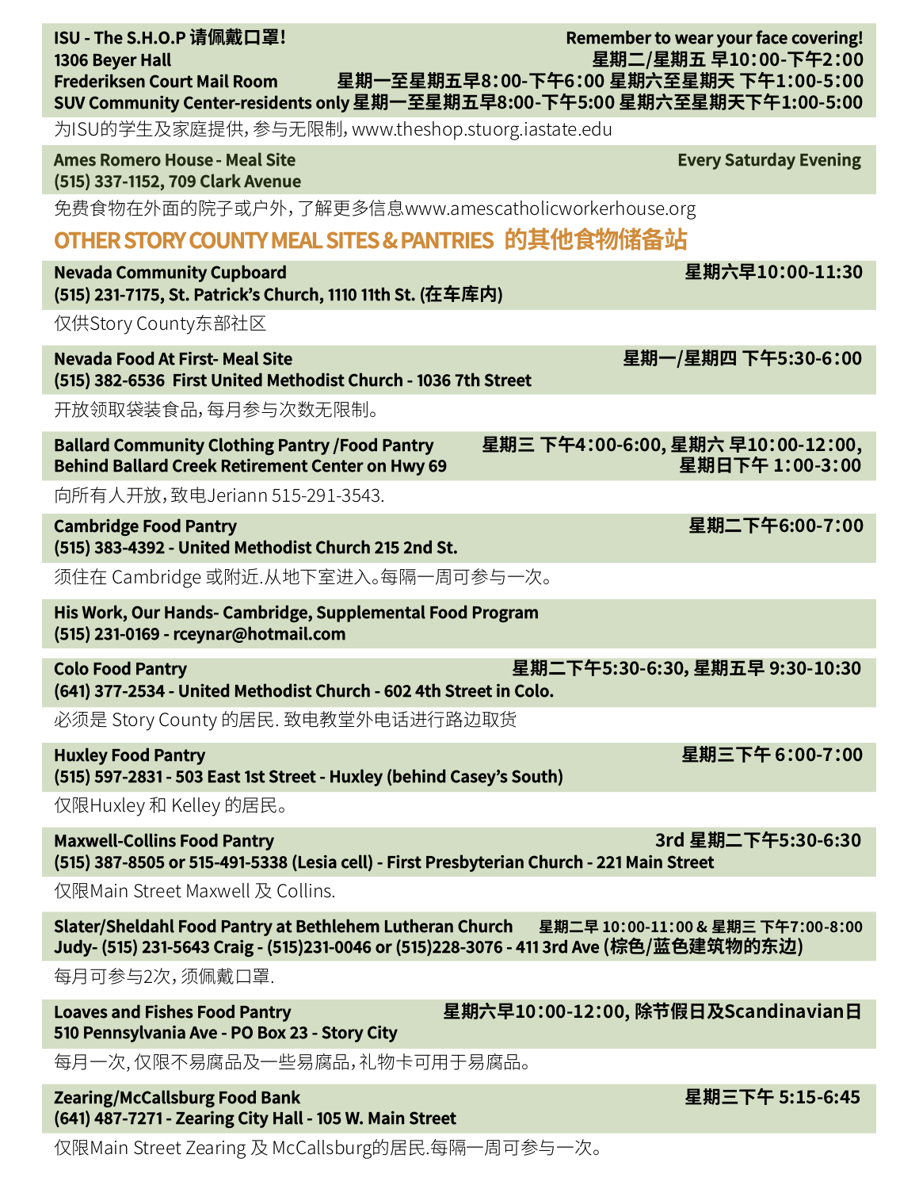**ISU - The S.H.O.P 请佩戴口罩!** **Remember to wear your face covering!**
**1306 Beyer Hall** **星期二/星期五 早10:00-下午2:00**
**Frederiksen Court Mail Room** **星期一至星期五早8:00-下午6:00 星期六至星期天 下午1:00-5:00**
**SUV Community Center-residents only 星期一至星期五早8:00-下午5:00 星期六至星期天下午1:00-5:00**

为ISU的学生及家庭提供，参与无限制，www.theshop.stuorg.iastate.edu

**Ames Romero House - Meal Site** **Every Saturday Evening**
**(515) 337-1152, 709 Clark Avenue**

免费食物在外面的院子或户外，了解更多信息www.amescatholicworkerhouse.org

## OTHER STORY COUNTY MEAL SITES & PANTRIES 的其他食物储备站

**Nevada Community Cupboard** **星期六早10:00-11:30**
**(515) 231-7175, St. Patrick's Church, 1110 11th St. (在车库内)**

仅供Story County东部社区

**Nevada Food At First- Meal Site** **星期一/星期四 下午5:30-6:00**
**(515) 382-6536 First United Methodist Church - 1036 7th Street**

开放领取袋装食品，每月参与次数无限制。

**Ballard Community Clothing Pantry /Food Pantry** **星期三 下午4:00-6:00, 星期六 早10:00-12:00, 星期日下午 1:00-3:00**
**Behind Ballard Creek Retirement Center on Hwy 69**

向所有人开放，致电Jeriann 515-291-3543.

**Cambridge Food Pantry** **星期二下午6:00-7:00**
**(515) 383-4392 - United Methodist Church 215 2nd St.**

须住在 Cambridge 或附近.从地下室进入。每隔一周可参与一次。

**His Work, Our Hands- Cambridge, Supplemental Food Program**
**(515) 231-0169 - rceynar@hotmail.com**

**Colo Food Pantry** **星期二下午5:30-6:30, 星期五早 9:30-10:30**
**(641) 377-2534 - United Methodist Church - 602 4th Street in Colo.**

必须是 Story County 的居民. 致电教堂外电话进行路边取货

**Huxley Food Pantry** **星期三下午 6:00-7:00**
**(515) 597-2831 - 503 East 1st Street - Huxley (behind Casey's South)**

仅限Huxley 和 Kelley 的居民。

**Maxwell-Collins Food Pantry** **3rd 星期二下午5:30-6:30**
**(515) 387-8505 or 515-491-5338 (Lesia cell) - First Presbyterian Church - 221 Main Street**

仅限Main Street Maxwell 及 Collins.

**Slater/Sheldahl Food Pantry at Bethlehem Lutheran Church** **星期二早 10:00-11:00 & 星期三 下午7:00-8:00**
**Judy- (515) 231-5643 Craig - (515)231-0046 or (515)228-3076 - 411 3rd Ave (棕色/蓝色建筑物的东边)**

每月可参与2次，须佩戴口罩.

**Loaves and Fishes Food Pantry** **星期六早10:00-12:00, 除节假日及Scandinavian日**
**510 Pennsylvania Ave - PO Box 23 - Story City**

每月一次，仅限不易腐品及一些易腐品，礼物卡可用于易腐品。

**Zearing/McCallsburg Food Bank** **星期三下午 5:15-6:45**
**(641) 487-7271 - Zearing City Hall - 105 W. Main Street**

仅限Main Street Zearing 及 McCallsburg的居民.每隔一周可参与一次。